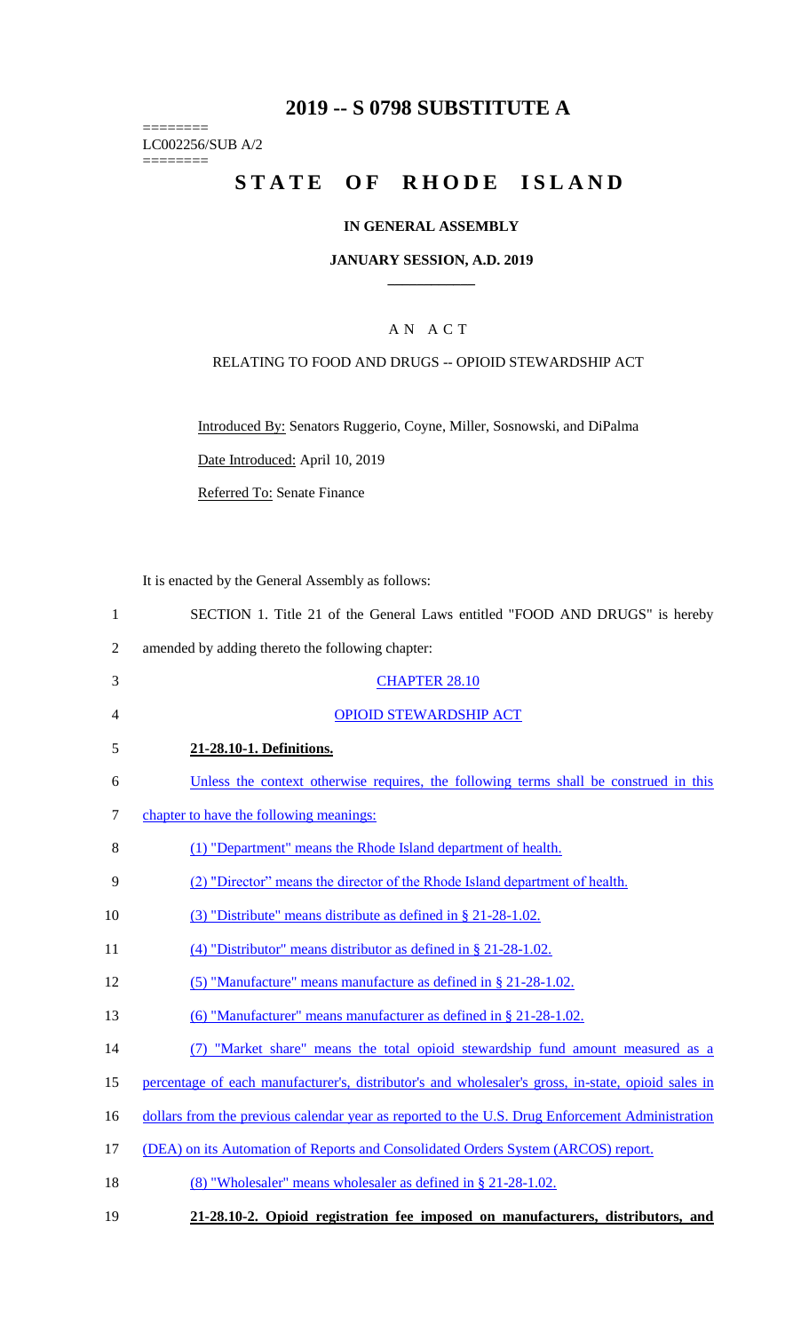# 2019 -- S 0798 SUBSTITUTE A

========
LC002256/SUB A/2
========

# STATE OF RHODE ISLAND

## IN GENERAL ASSEMBLY

### JANUARY SESSION, A.D. 2019

---

A N A C T

RELATING TO FOOD AND DRUGS -- OPIOID STEWARDSHIP ACT

Introduced By: Senators Ruggerio, Coyne, Miller, Sosnowski, and DiPalma

Date Introduced: April 10, 2019

Referred To: Senate Finance

It is enacted by the General Assembly as follows:

1 SECTION 1. Title 21 of the General Laws entitled "FOOD AND DRUGS" is hereby
2 amended by adding thereto the following chapter:

3 CHAPTER 28.10

4 OPIOID STEWARDSHIP ACT

5 **21-28.10-1. Definitions.**

6 Unless the context otherwise requires, the following terms shall be construed in this
7 chapter to have the following meanings:

8 (1) "Department" means the Rhode Island department of health.

9 (2) "Director" means the director of the Rhode Island department of health.

10 (3) "Distribute" means distribute as defined in § 21-28-1.02.

11 (4) "Distributor" means distributor as defined in § 21-28-1.02.

12 (5) "Manufacture" means manufacture as defined in § 21-28-1.02.

13 (6) "Manufacturer" means manufacturer as defined in § 21-28-1.02.

14 (7) "Market share" means the total opioid stewardship fund amount measured as a
15 percentage of each manufacturer's, distributor's and wholesaler's gross, in-state, opioid sales in
16 dollars from the previous calendar year as reported to the U.S. Drug Enforcement Administration
17 (DEA) on its Automation of Reports and Consolidated Orders System (ARCOS) report.

18 (8) "Wholesaler" means wholesaler as defined in § 21-28-1.02.

19 **21-28.10-2. Opioid registration fee imposed on manufacturers, distributors, and**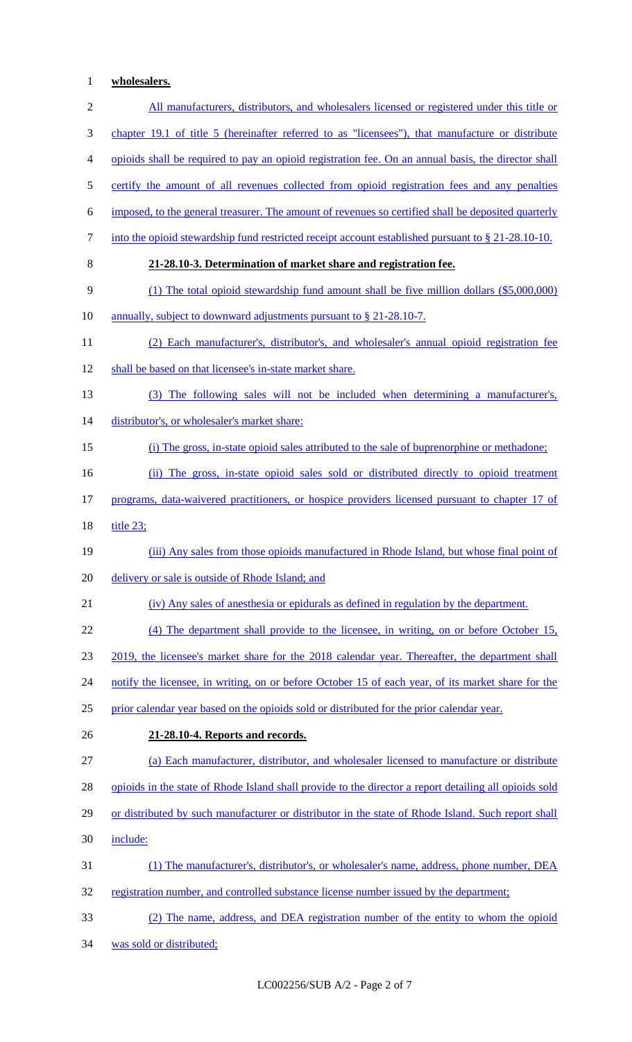**wholesalers.**

All manufacturers, distributors, and wholesalers licensed or registered under this title or chapter 19.1 of title 5 (hereinafter referred to as "licensees"), that manufacture or distribute opioids shall be required to pay an opioid registration fee. On an annual basis, the director shall certify the amount of all revenues collected from opioid registration fees and any penalties imposed, to the general treasurer. The amount of revenues so certified shall be deposited quarterly into the opioid stewardship fund restricted receipt account established pursuant to § 21-28.10-10.

**21-28.10-3. Determination of market share and registration fee.**

(1) The total opioid stewardship fund amount shall be five million dollars ($5,000,000) annually, subject to downward adjustments pursuant to § 21-28.10-7.

(2) Each manufacturer's, distributor's, and wholesaler's annual opioid registration fee shall be based on that licensee's in-state market share.

(3) The following sales will not be included when determining a manufacturer's, distributor's, or wholesaler's market share:

(i) The gross, in-state opioid sales attributed to the sale of buprenorphine or methadone;

(ii) The gross, in-state opioid sales sold or distributed directly to opioid treatment programs, data-waivered practitioners, or hospice providers licensed pursuant to chapter 17 of title 23;

(iii) Any sales from those opioids manufactured in Rhode Island, but whose final point of delivery or sale is outside of Rhode Island; and

(iv) Any sales of anesthesia or epidurals as defined in regulation by the department.

(4) The department shall provide to the licensee, in writing, on or before October 15, 2019, the licensee's market share for the 2018 calendar year. Thereafter, the department shall notify the licensee, in writing, on or before October 15 of each year, of its market share for the prior calendar year based on the opioids sold or distributed for the prior calendar year.

**21-28.10-4. Reports and records.**

(a) Each manufacturer, distributor, and wholesaler licensed to manufacture or distribute opioids in the state of Rhode Island shall provide to the director a report detailing all opioids sold or distributed by such manufacturer or distributor in the state of Rhode Island. Such report shall include:

(1) The manufacturer's, distributor's, or wholesaler's name, address, phone number, DEA registration number, and controlled substance license number issued by the department;

(2) The name, address, and DEA registration number of the entity to whom the opioid was sold or distributed;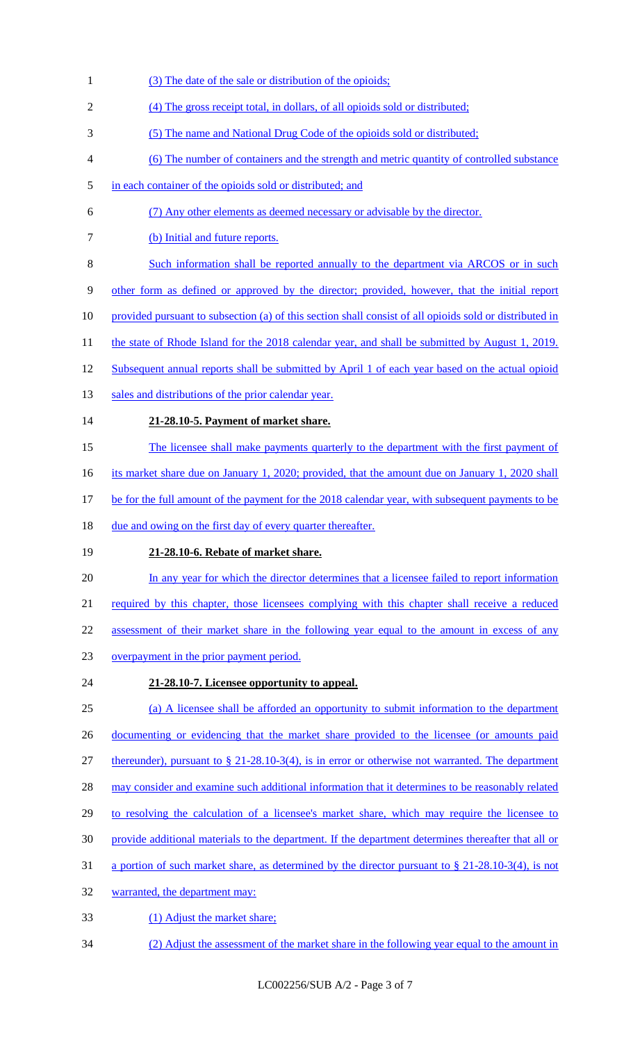(3) The date of the sale or distribution of the opioids;

(4) The gross receipt total, in dollars, of all opioids sold or distributed;

(5) The name and National Drug Code of the opioids sold or distributed;

(6) The number of containers and the strength and metric quantity of controlled substance in each container of the opioids sold or distributed; and

(7) Any other elements as deemed necessary or advisable by the director.

(b) Initial and future reports.

Such information shall be reported annually to the department via ARCOS or in such other form as defined or approved by the director; provided, however, that the initial report provided pursuant to subsection (a) of this section shall consist of all opioids sold or distributed in the state of Rhode Island for the 2018 calendar year, and shall be submitted by August 1, 2019. Subsequent annual reports shall be submitted by April 1 of each year based on the actual opioid sales and distributions of the prior calendar year.

**21-28.10-5. Payment of market share.**

The licensee shall make payments quarterly to the department with the first payment of its market share due on January 1, 2020; provided, that the amount due on January 1, 2020 shall be for the full amount of the payment for the 2018 calendar year, with subsequent payments to be due and owing on the first day of every quarter thereafter.

**21-28.10-6. Rebate of market share.**

In any year for which the director determines that a licensee failed to report information required by this chapter, those licensees complying with this chapter shall receive a reduced assessment of their market share in the following year equal to the amount in excess of any overpayment in the prior payment period.

**21-28.10-7. Licensee opportunity to appeal.**

(a) A licensee shall be afforded an opportunity to submit information to the department documenting or evidencing that the market share provided to the licensee (or amounts paid thereunder), pursuant to § 21-28.10-3(4), is in error or otherwise not warranted. The department may consider and examine such additional information that it determines to be reasonably related to resolving the calculation of a licensee's market share, which may require the licensee to provide additional materials to the department. If the department determines thereafter that all or a portion of such market share, as determined by the director pursuant to § 21-28.10-3(4), is not warranted, the department may:

(1) Adjust the market share;

(2) Adjust the assessment of the market share in the following year equal to the amount in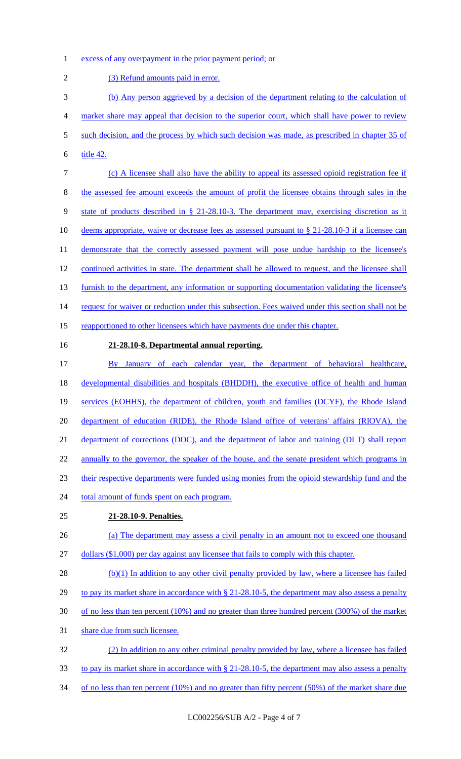excess of any overpayment in the prior payment period; or

(3) Refund amounts paid in error.

(b) Any person aggrieved by a decision of the department relating to the calculation of market share may appeal that decision to the superior court, which shall have power to review such decision, and the process by which such decision was made, as prescribed in chapter 35 of title 42.

(c) A licensee shall also have the ability to appeal its assessed opioid registration fee if the assessed fee amount exceeds the amount of profit the licensee obtains through sales in the state of products described in § 21-28.10-3. The department may, exercising discretion as it deems appropriate, waive or decrease fees as assessed pursuant to § 21-28.10-3 if a licensee can demonstrate that the correctly assessed payment will pose undue hardship to the licensee's continued activities in state. The department shall be allowed to request, and the licensee shall furnish to the department, any information or supporting documentation validating the licensee's request for waiver or reduction under this subsection. Fees waived under this section shall not be reapportioned to other licensees which have payments due under this chapter.

**21-28.10-8. Departmental annual reporting.**

By January of each calendar year, the department of behavioral healthcare, developmental disabilities and hospitals (BHDDH), the executive office of health and human services (EOHHS), the department of children, youth and families (DCYF), the Rhode Island department of education (RIDE), the Rhode Island office of veterans' affairs (RIOVA), the department of corrections (DOC), and the department of labor and training (DLT) shall report annually to the governor, the speaker of the house, and the senate president which programs in their respective departments were funded using monies from the opioid stewardship fund and the total amount of funds spent on each program.

**21-28.10-9. Penalties.**

(a) The department may assess a civil penalty in an amount not to exceed one thousand dollars ($1,000) per day against any licensee that fails to comply with this chapter.

(b)(1) In addition to any other civil penalty provided by law, where a licensee has failed to pay its market share in accordance with § 21-28.10-5, the department may also assess a penalty of no less than ten percent (10%) and no greater than three hundred percent (300%) of the market share due from such licensee.

(2) In addition to any other criminal penalty provided by law, where a licensee has failed to pay its market share in accordance with § 21-28.10-5, the department may also assess a penalty of no less than ten percent (10%) and no greater than fifty percent (50%) of the market share due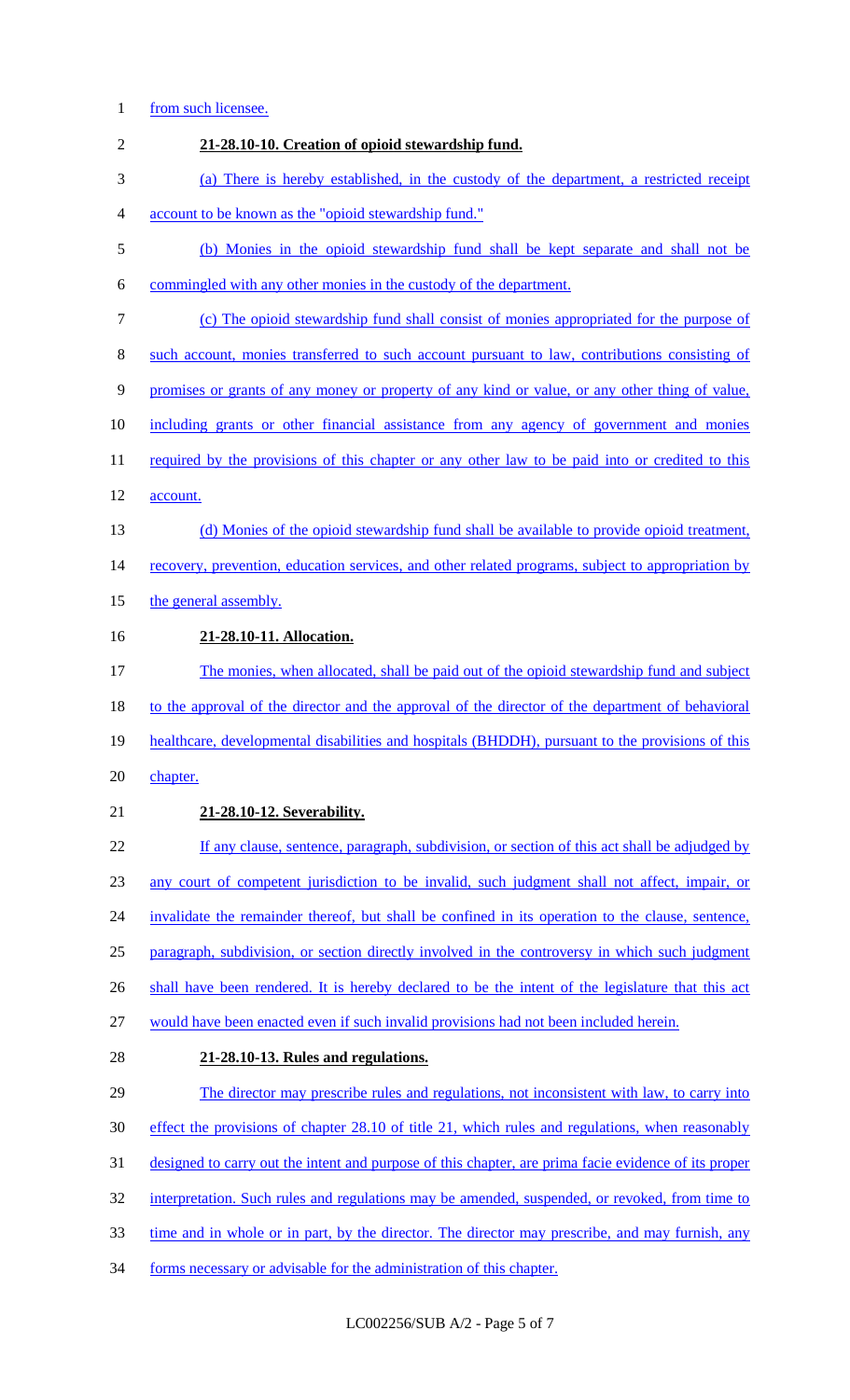from such licensee.

**21-28.10-10. Creation of opioid stewardship fund.**

(a) There is hereby established, in the custody of the department, a restricted receipt account to be known as the "opioid stewardship fund."

(b) Monies in the opioid stewardship fund shall be kept separate and shall not be commingled with any other monies in the custody of the department.

(c) The opioid stewardship fund shall consist of monies appropriated for the purpose of such account, monies transferred to such account pursuant to law, contributions consisting of promises or grants of any money or property of any kind or value, or any other thing of value, including grants or other financial assistance from any agency of government and monies required by the provisions of this chapter or any other law to be paid into or credited to this account.

(d) Monies of the opioid stewardship fund shall be available to provide opioid treatment, recovery, prevention, education services, and other related programs, subject to appropriation by the general assembly.

**21-28.10-11. Allocation.**

The monies, when allocated, shall be paid out of the opioid stewardship fund and subject to the approval of the director and the approval of the director of the department of behavioral healthcare, developmental disabilities and hospitals (BHDDH), pursuant to the provisions of this chapter.

**21-28.10-12. Severability.**

If any clause, sentence, paragraph, subdivision, or section of this act shall be adjudged by any court of competent jurisdiction to be invalid, such judgment shall not affect, impair, or invalidate the remainder thereof, but shall be confined in its operation to the clause, sentence, paragraph, subdivision, or section directly involved in the controversy in which such judgment shall have been rendered. It is hereby declared to be the intent of the legislature that this act would have been enacted even if such invalid provisions had not been included herein.

**21-28.10-13. Rules and regulations.**

The director may prescribe rules and regulations, not inconsistent with law, to carry into effect the provisions of chapter 28.10 of title 21, which rules and regulations, when reasonably designed to carry out the intent and purpose of this chapter, are prima facie evidence of its proper interpretation. Such rules and regulations may be amended, suspended, or revoked, from time to time and in whole or in part, by the director. The director may prescribe, and may furnish, any forms necessary or advisable for the administration of this chapter.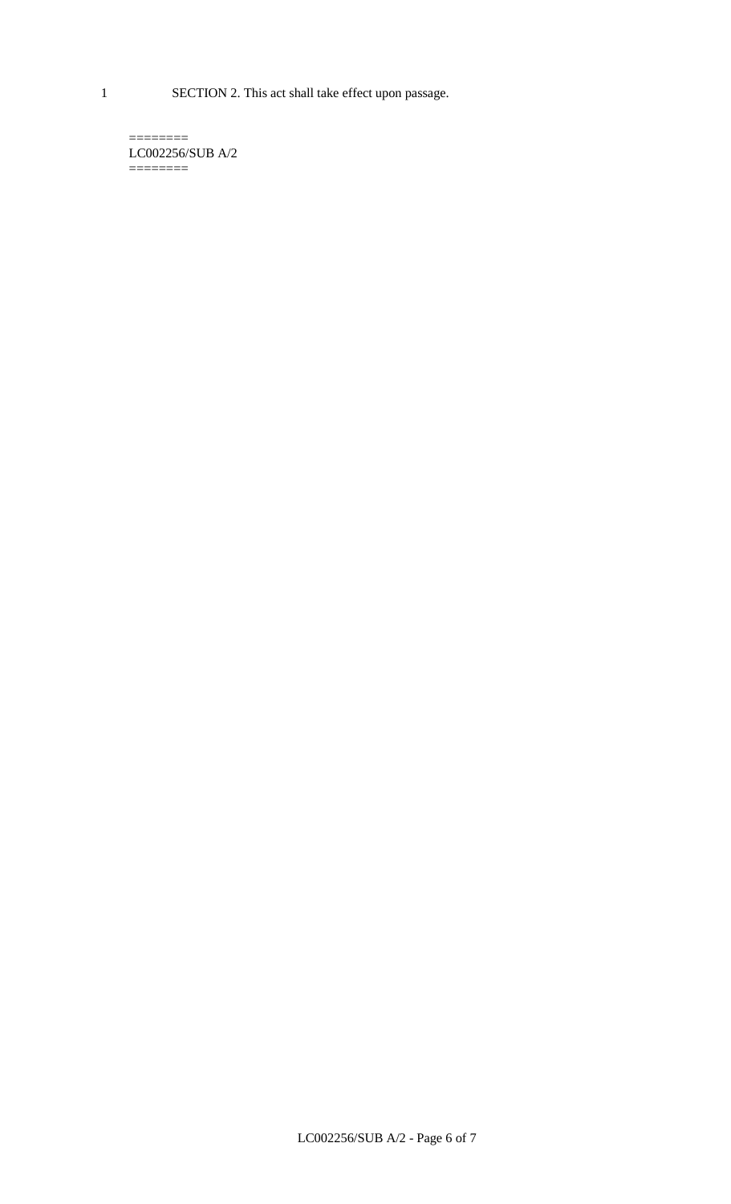SECTION 2. This act shall take effect upon passage.

========
LC002256/SUB A/2
========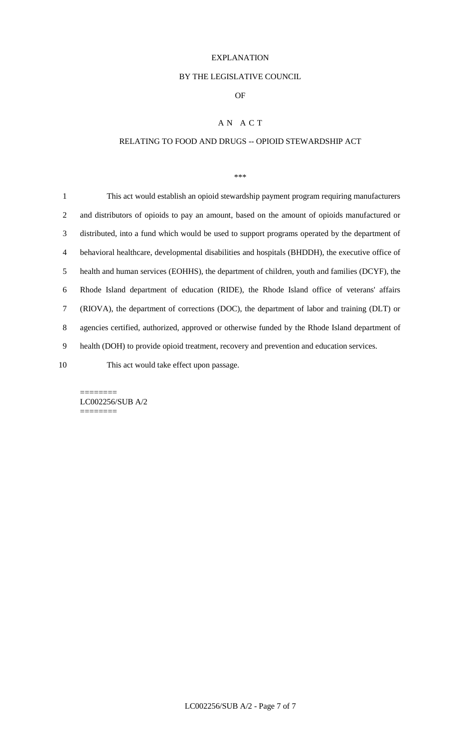EXPLANATION

BY THE LEGISLATIVE COUNCIL

OF

# A N A C T

## RELATING TO FOOD AND DRUGS -- OPIOID STEWARDSHIP ACT

\*\*\*

This act would establish an opioid stewardship payment program requiring manufacturers and distributors of opioids to pay an amount, based on the amount of opioids manufactured or distributed, into a fund which would be used to support programs operated by the department of behavioral healthcare, developmental disabilities and hospitals (BHDDH), the executive office of health and human services (EOHHS), the department of children, youth and families (DCYF), the Rhode Island department of education (RIDE), the Rhode Island office of veterans' affairs (RIOVA), the department of corrections (DOC), the department of labor and training (DLT) or agencies certified, authorized, approved or otherwise funded by the Rhode Island department of health (DOH) to provide opioid treatment, recovery and prevention and education services.

This act would take effect upon passage.

========
LC002256/SUB A/2
========